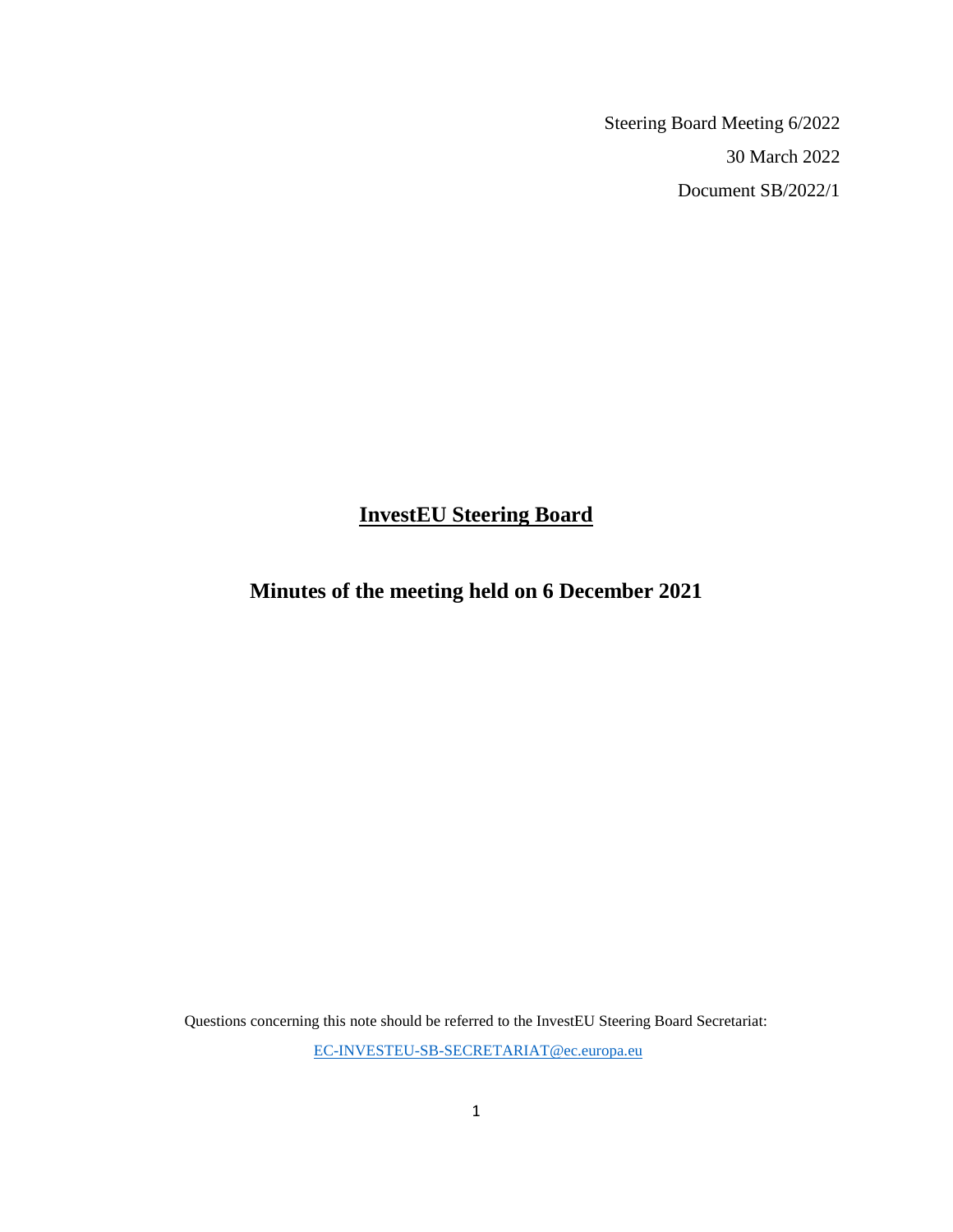Steering Board Meeting 6/2022

30 March 2022

Document SB/2022/1

# InvestEU Steering Board

## Minutes of the meeting held on 6 December 2021

Questions concerning this note should be referred to the InvestEU Steering Board Secretariat:

EC-INVESTEU-SB-SECRETARIAT@ec.europa.eu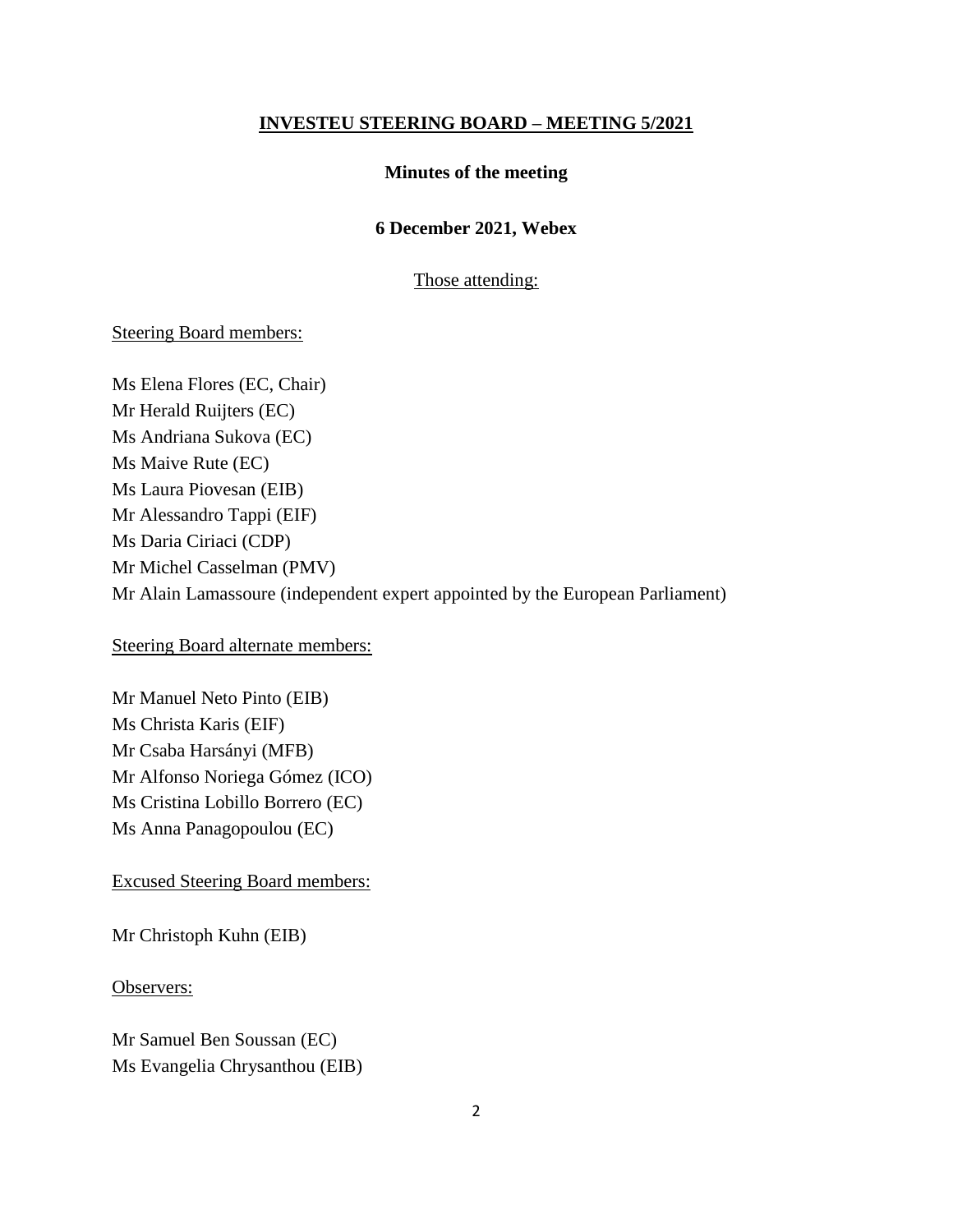**INVESTEU STEERING BOARD – MEETING 5/2021**

**Minutes of the meeting**

**6 December 2021, Webex**

Those attending:

Steering Board members:

Ms Elena Flores (EC, Chair)
Mr Herald Ruijters (EC)
Ms Andriana Sukova (EC)
Ms Maive Rute (EC)
Ms Laura Piovesan (EIB)
Mr Alessandro Tappi (EIF)
Ms Daria Ciriaci (CDP)
Mr Michel Casselman (PMV)
Mr Alain Lamassoure (independent expert appointed by the European Parliament)

Steering Board alternate members:

Mr Manuel Neto Pinto (EIB)
Ms Christa Karis (EIF)
Mr Csaba Harsányi (MFB)
Mr Alfonso Noriega Gómez (ICO)
Ms Cristina Lobillo Borrero (EC)
Ms Anna Panagopoulou (EC)

Excused Steering Board members:

Mr Christoph Kuhn (EIB)

Observers:

Mr Samuel Ben Soussan (EC)
Ms Evangelia Chrysanthou (EIB)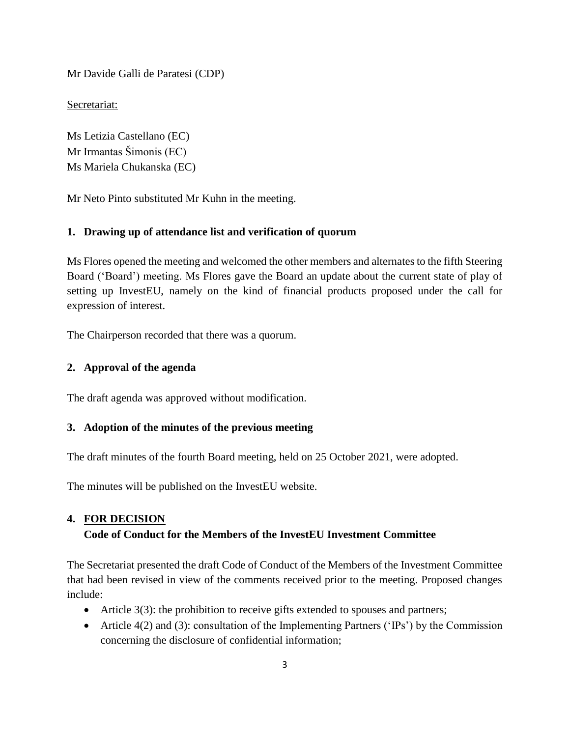Mr Davide Galli de Paratesi (CDP)

Secretariat:

Ms Letizia Castellano (EC)
Mr Irmantas Šimonis (EC)
Ms Mariela Chukanska (EC)

Mr Neto Pinto substituted Mr Kuhn in the meeting.

## 1. Drawing up of attendance list and verification of quorum

Ms Flores opened the meeting and welcomed the other members and alternates to the fifth Steering Board ('Board') meeting. Ms Flores gave the Board an update about the current state of play of setting up InvestEU, namely on the kind of financial products proposed under the call for expression of interest.

The Chairperson recorded that there was a quorum.

## 2. Approval of the agenda

The draft agenda was approved without modification.

## 3. Adoption of the minutes of the previous meeting

The draft minutes of the fourth Board meeting, held on 25 October 2021, were adopted.

The minutes will be published on the InvestEU website.

## 4. FOR DECISION
## Code of Conduct for the Members of the InvestEU Investment Committee

The Secretariat presented the draft Code of Conduct of the Members of the Investment Committee that had been revised in view of the comments received prior to the meeting. Proposed changes include:

- Article 3(3): the prohibition to receive gifts extended to spouses and partners;
- Article 4(2) and (3): consultation of the Implementing Partners ('IPs') by the Commission concerning the disclosure of confidential information;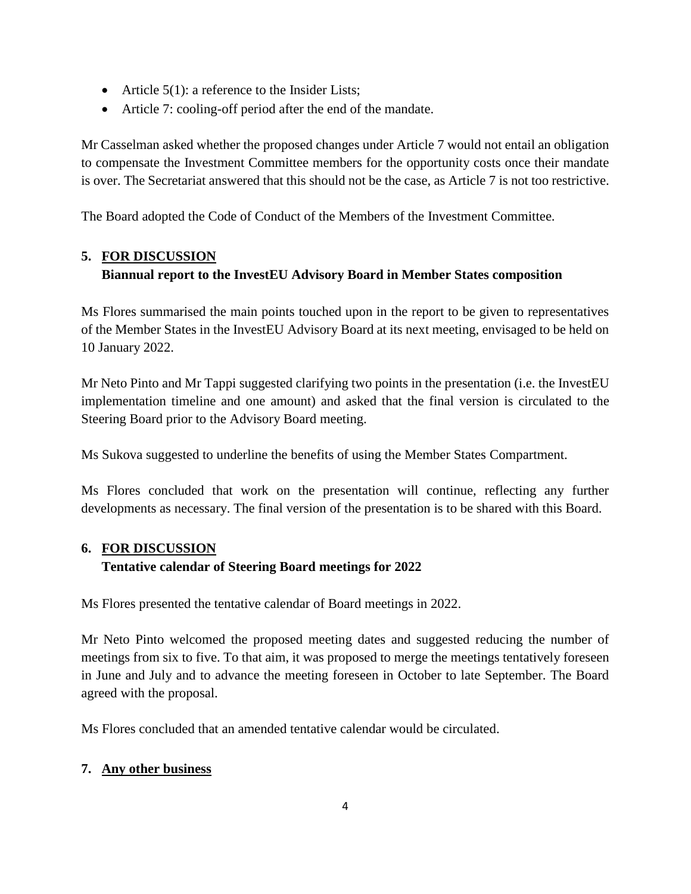- Article 5(1): a reference to the Insider Lists;
- Article 7: cooling-off period after the end of the mandate.

Mr Casselman asked whether the proposed changes under Article 7 would not entail an obligation to compensate the Investment Committee members for the opportunity costs once their mandate is over. The Secretariat answered that this should not be the case, as Article 7 is not too restrictive.

The Board adopted the Code of Conduct of the Members of the Investment Committee.

## 5. <u>FOR DISCUSSION</u>

**Biannual report to the InvestEU Advisory Board in Member States composition**

Ms Flores summarised the main points touched upon in the report to be given to representatives of the Member States in the InvestEU Advisory Board at its next meeting, envisaged to be held on 10 January 2022.

Mr Neto Pinto and Mr Tappi suggested clarifying two points in the presentation (i.e. the InvestEU implementation timeline and one amount) and asked that the final version is circulated to the Steering Board prior to the Advisory Board meeting.

Ms Sukova suggested to underline the benefits of using the Member States Compartment.

Ms Flores concluded that work on the presentation will continue, reflecting any further developments as necessary. The final version of the presentation is to be shared with this Board.

## 6. <u>FOR DISCUSSION</u>

**Tentative calendar of Steering Board meetings for 2022**

Ms Flores presented the tentative calendar of Board meetings in 2022.

Mr Neto Pinto welcomed the proposed meeting dates and suggested reducing the number of meetings from six to five. To that aim, it was proposed to merge the meetings tentatively foreseen in June and July and to advance the meeting foreseen in October to late September. The Board agreed with the proposal.

Ms Flores concluded that an amended tentative calendar would be circulated.

## 7. <u>Any other business</u>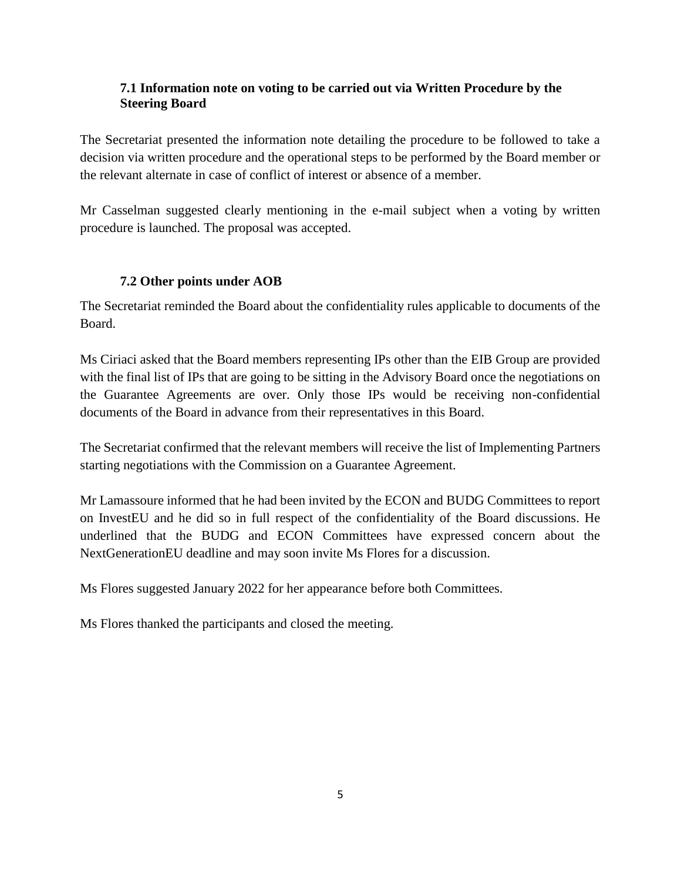### 7.1 Information note on voting to be carried out via Written Procedure by the Steering Board

The Secretariat presented the information note detailing the procedure to be followed to take a decision via written procedure and the operational steps to be performed by the Board member or the relevant alternate in case of conflict of interest or absence of a member.

Mr Casselman suggested clearly mentioning in the e-mail subject when a voting by written procedure is launched. The proposal was accepted.

### 7.2 Other points under AOB

The Secretariat reminded the Board about the confidentiality rules applicable to documents of the Board.

Ms Ciriaci asked that the Board members representing IPs other than the EIB Group are provided with the final list of IPs that are going to be sitting in the Advisory Board once the negotiations on the Guarantee Agreements are over. Only those IPs would be receiving non-confidential documents of the Board in advance from their representatives in this Board.

The Secretariat confirmed that the relevant members will receive the list of Implementing Partners starting negotiations with the Commission on a Guarantee Agreement.

Mr Lamassoure informed that he had been invited by the ECON and BUDG Committees to report on InvestEU and he did so in full respect of the confidentiality of the Board discussions. He underlined that the BUDG and ECON Committees have expressed concern about the NextGenerationEU deadline and may soon invite Ms Flores for a discussion.

Ms Flores suggested January 2022 for her appearance before both Committees.

Ms Flores thanked the participants and closed the meeting.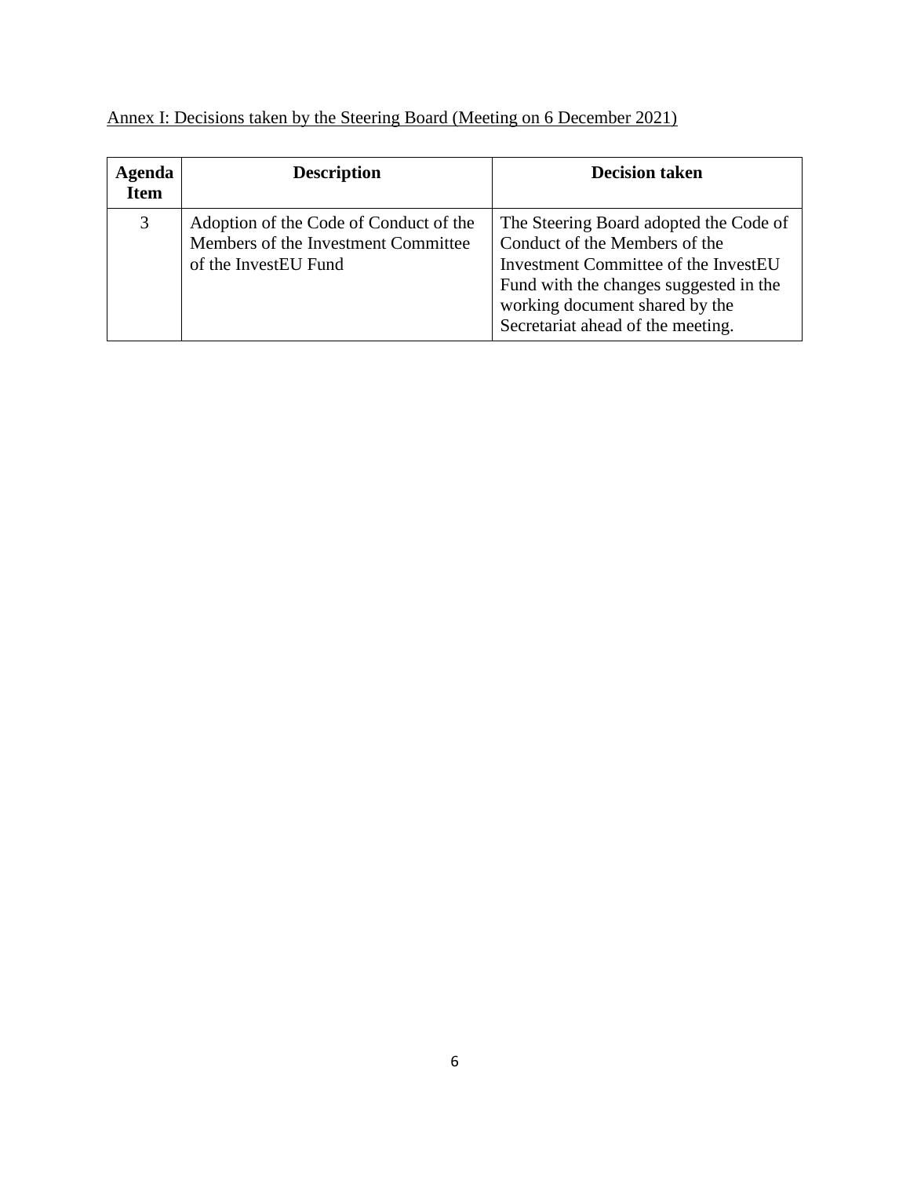Annex I: Decisions taken by the Steering Board (Meeting on 6 December 2021)

| Agenda Item | Description | Decision taken |
| --- | --- | --- |
| 3 | Adoption of the Code of Conduct of the Members of the Investment Committee of the InvestEU Fund | The Steering Board adopted the Code of Conduct of the Members of the Investment Committee of the InvestEU Fund with the changes suggested in the working document shared by the Secretariat ahead of the meeting. |